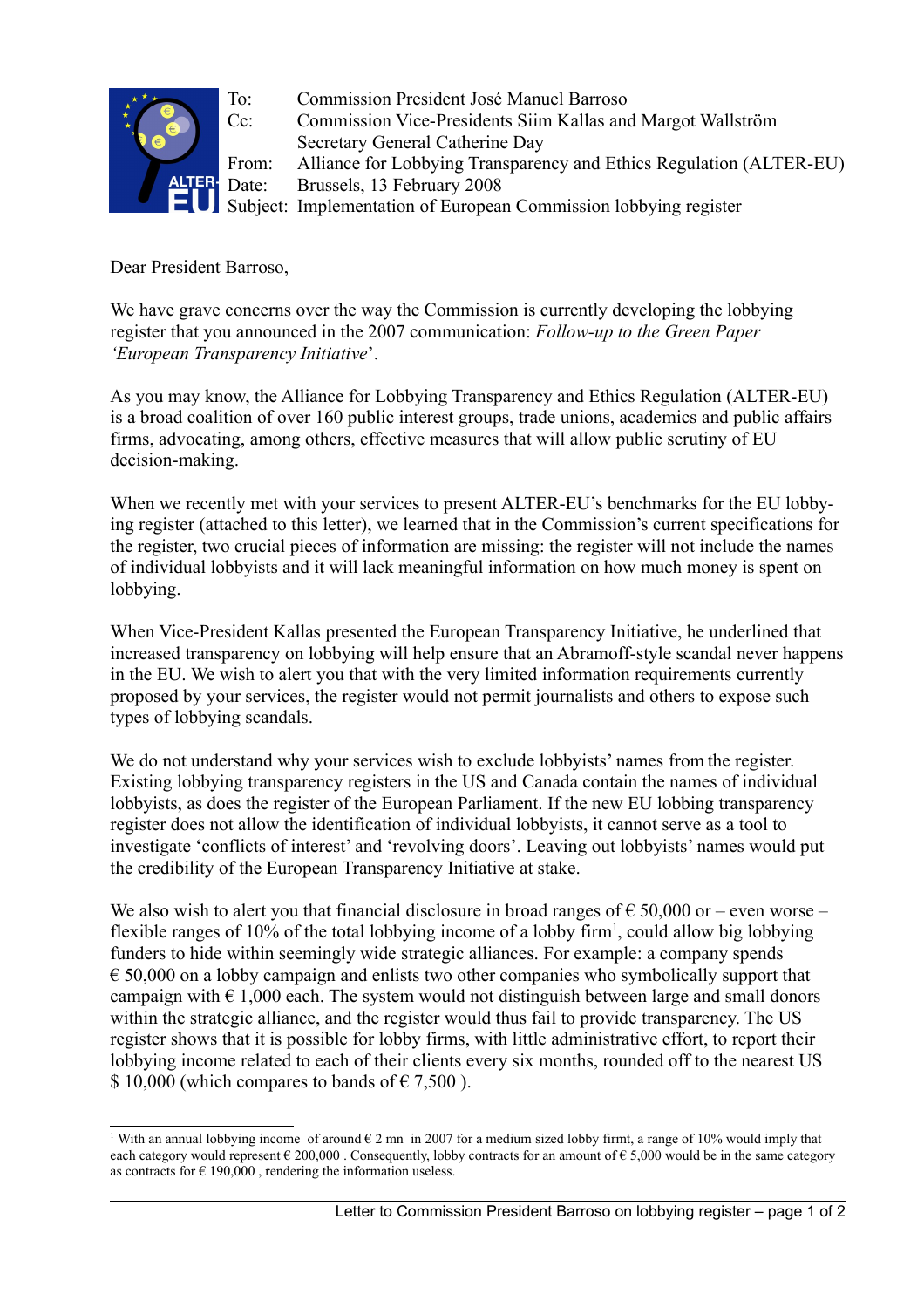| | |
|---|---|
| To: | Commission President José Manuel Barroso |
| Cc: | Commission Vice-Presidents Siim Kallas and Margot Wallström<br>Secretary General Catherine Day |
| From: | Alliance for Lobbying Transparency and Ethics Regulation (ALTER-EU) |
| Date: | Brussels, 13 February 2008 |
| Subject: | Implementation of European Commission lobbying register |

Dear President Barroso,

We have grave concerns over the way the Commission is currently developing the lobbying register that you announced in the 2007 communication: *Follow-up to the Green Paper 'European Transparency Initiative*'.

As you may know, the Alliance for Lobbying Transparency and Ethics Regulation (ALTER-EU) is a broad coalition of over 160 public interest groups, trade unions, academics and public affairs firms, advocating, among others, effective measures that will allow public scrutiny of EU decision-making.

When we recently met with your services to present ALTER-EU's benchmarks for the EU lobbying register (attached to this letter), we learned that in the Commission's current specifications for the register, two crucial pieces of information are missing: the register will not include the names of individual lobbyists and it will lack meaningful information on how much money is spent on lobbying.

When Vice-President Kallas presented the European Transparency Initiative, he underlined that increased transparency on lobbying will help ensure that an Abramoff-style scandal never happens in the EU. We wish to alert you that with the very limited information requirements currently proposed by your services, the register would not permit journalists and others to expose such types of lobbying scandals.

We do not understand why your services wish to exclude lobbyists' names from the register. Existing lobbying transparency registers in the US and Canada contain the names of individual lobbyists, as does the register of the European Parliament. If the new EU lobbing transparency register does not allow the identification of individual lobbyists, it cannot serve as a tool to investigate 'conflicts of interest' and 'revolving doors'. Leaving out lobbyists' names would put the credibility of the European Transparency Initiative at stake.

We also wish to alert you that financial disclosure in broad ranges of € 50,000 or – even worse – flexible ranges of 10% of the total lobbying income of a lobby firm[1], could allow big lobbying funders to hide within seemingly wide strategic alliances. For example: a company spends € 50,000 on a lobby campaign and enlists two other companies who symbolically support that campaign with € 1,000 each. The system would not distinguish between large and small donors within the strategic alliance, and the register would thus fail to provide transparency. The US register shows that it is possible for lobby firms, with little administrative effort, to report their lobbying income related to each of their clients every six months, rounded off to the nearest US $ 10,000 (which compares to bands of € 7,500 ).

---

[1] With an annual lobbying income of around € 2 mn in 2007 for a medium sized lobby firmt, a range of 10% would imply that each category would represent € 200,000 . Consequently, lobby contracts for an amount of € 5,000 would be in the same category as contracts for € 190,000 , rendering the information useless.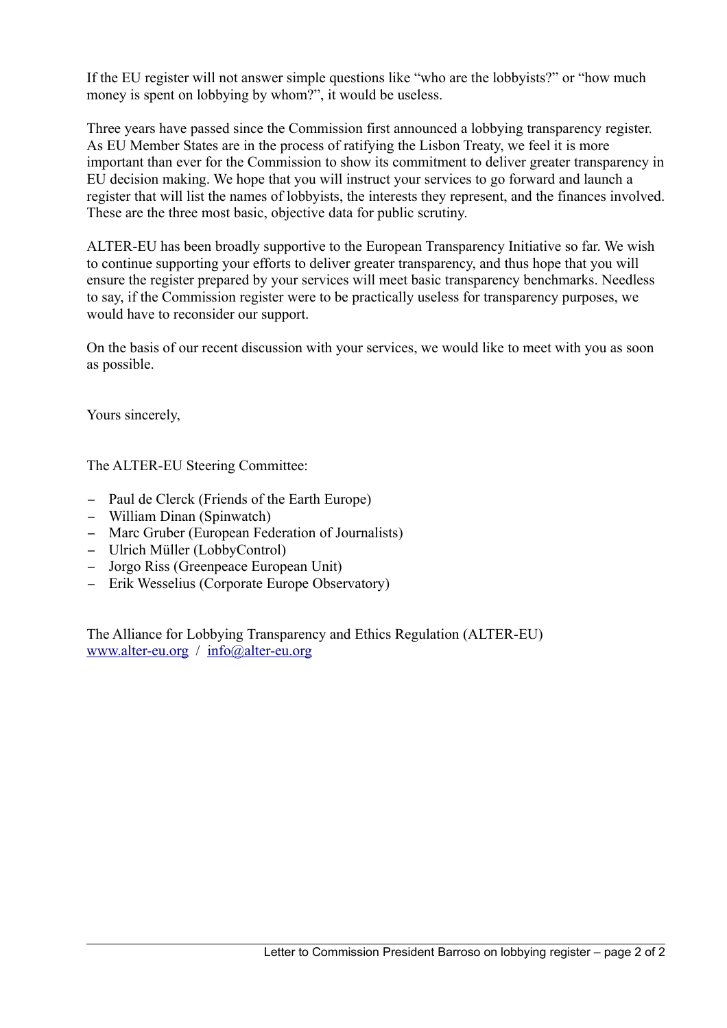If the EU register will not answer simple questions like "who are the lobbyists?" or "how much money is spent on lobbying by whom?", it would be useless.

Three years have passed since the Commission first announced a lobbying transparency register. As EU Member States are in the process of ratifying the Lisbon Treaty, we feel it is more important than ever for the Commission to show its commitment to deliver greater transparency in EU decision making. We hope that you will instruct your services to go forward and launch a register that will list the names of lobbyists, the interests they represent, and the finances involved. These are the three most basic, objective data for public scrutiny.

ALTER-EU has been broadly supportive to the European Transparency Initiative so far. We wish to continue supporting your efforts to deliver greater transparency, and thus hope that you will ensure the register prepared by your services will meet basic transparency benchmarks. Needless to say, if the Commission register were to be practically useless for transparency purposes, we would have to reconsider our support.

On the basis of our recent discussion with your services, we would like to meet with you as soon as possible.

Yours sincerely,

The ALTER-EU Steering Committee:

- Paul de Clerck (Friends of the Earth Europe)
- William Dinan (Spinwatch)
- Marc Gruber (European Federation of Journalists)
- Ulrich Müller (LobbyControl)
- Jorgo Riss (Greenpeace European Unit)
- Erik Wesselius (Corporate Europe Observatory)

The Alliance for Lobbying Transparency and Ethics Regulation (ALTER-EU)
www.alter-eu.org / info@alter-eu.org